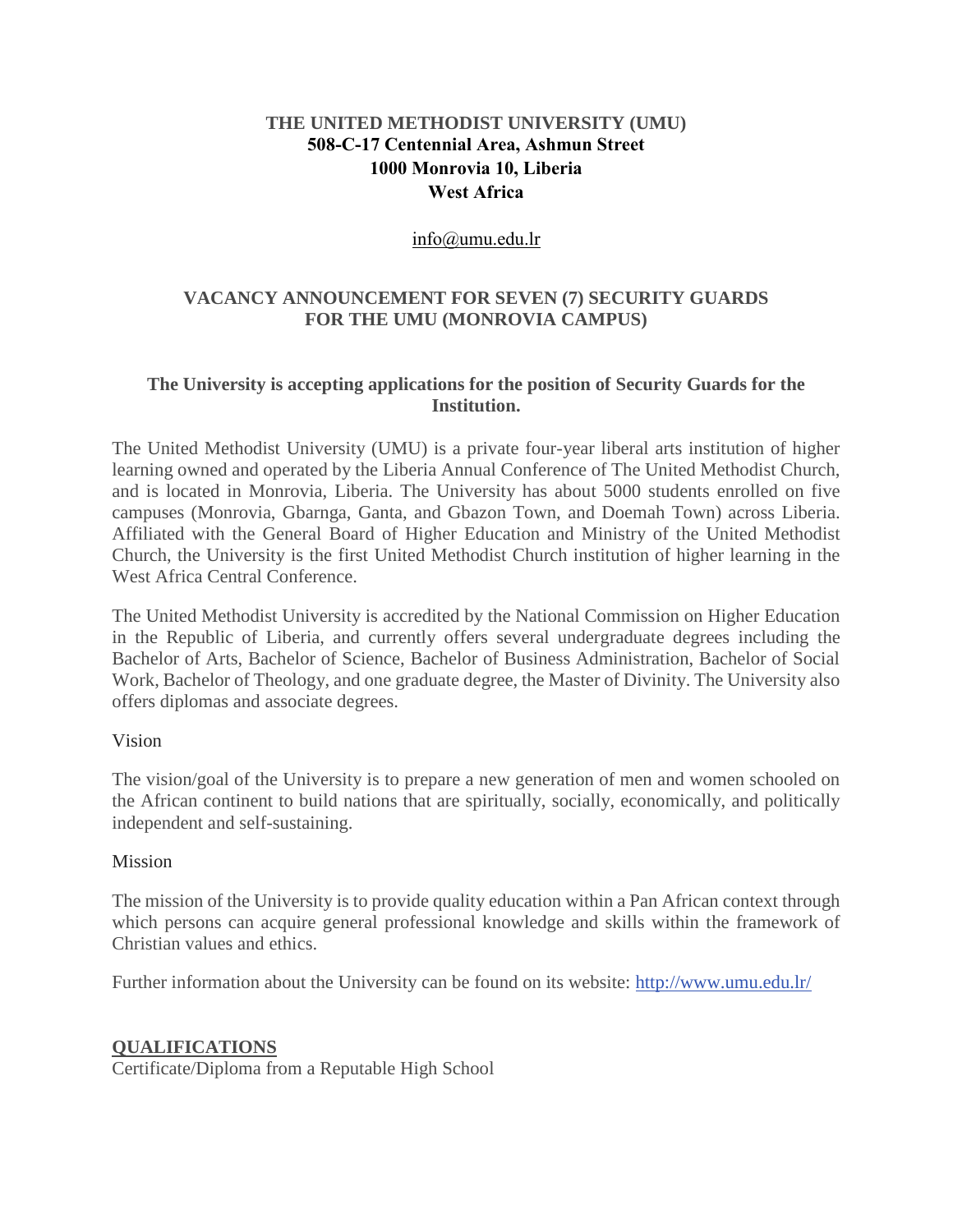**THE UNITED METHODIST UNIVERSITY (UMU)**
**508-C-17 Centennial Area, Ashmun Street**
**1000 Monrovia 10, Liberia**
**West Africa**

info@umu.edu.lr

## VACANCY ANNOUNCEMENT FOR SEVEN (7) SECURITY GUARDS FOR THE UMU (MONROVIA CAMPUS)

### The University is accepting applications for the position of Security Guards for the Institution.

The United Methodist University (UMU) is a private four-year liberal arts institution of higher learning owned and operated by the Liberia Annual Conference of The United Methodist Church, and is located in Monrovia, Liberia. The University has about 5000 students enrolled on five campuses (Monrovia, Gbarnga, Ganta, and Gbazon Town, and Doemah Town) across Liberia. Affiliated with the General Board of Higher Education and Ministry of the United Methodist Church, the University is the first United Methodist Church institution of higher learning in the West Africa Central Conference.

The United Methodist University is accredited by the National Commission on Higher Education in the Republic of Liberia, and currently offers several undergraduate degrees including the Bachelor of Arts, Bachelor of Science, Bachelor of Business Administration, Bachelor of Social Work, Bachelor of Theology, and one graduate degree, the Master of Divinity. The University also offers diplomas and associate degrees.

Vision

The vision/goal of the University is to prepare a new generation of men and women schooled on the African continent to build nations that are spiritually, socially, economically, and politically independent and self-sustaining.

Mission

The mission of the University is to provide quality education within a Pan African context through which persons can acquire general professional knowledge and skills within the framework of Christian values and ethics.

Further information about the University can be found on its website: http://www.umu.edu.lr/

**QUALIFICATIONS**

Certificate/Diploma from a Reputable High School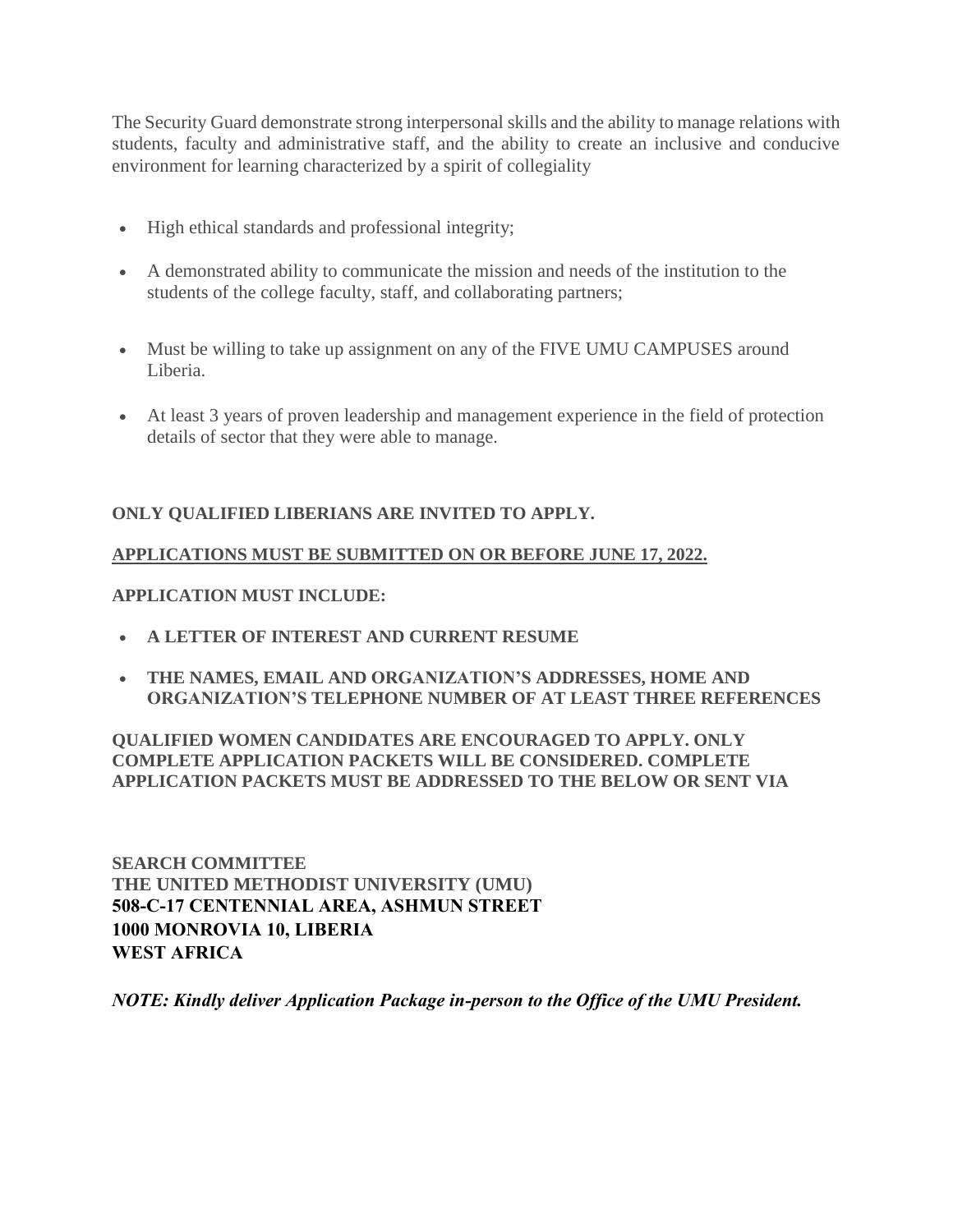The Security Guard demonstrate strong interpersonal skills and the ability to manage relations with students, faculty and administrative staff, and the ability to create an inclusive and conducive environment for learning characterized by a spirit of collegiality

- High ethical standards and professional integrity;
- A demonstrated ability to communicate the mission and needs of the institution to the students of the college faculty, staff, and collaborating partners;
- Must be willing to take up assignment on any of the FIVE UMU CAMPUSES around Liberia.
- At least 3 years of proven leadership and management experience in the field of protection details of sector that they were able to manage.

**ONLY QUALIFIED LIBERIANS ARE INVITED TO APPLY.**

**<u>APPLICATIONS MUST BE SUBMITTED ON OR BEFORE JUNE 17, 2022.</u>**

**APPLICATION MUST INCLUDE:**

- **A LETTER OF INTEREST AND CURRENT RESUME**
- **THE NAMES, EMAIL AND ORGANIZATION'S ADDRESSES, HOME AND ORGANIZATION'S TELEPHONE NUMBER OF AT LEAST THREE REFERENCES**

**QUALIFIED WOMEN CANDIDATES ARE ENCOURAGED TO APPLY. ONLY COMPLETE APPLICATION PACKETS WILL BE CONSIDERED. COMPLETE APPLICATION PACKETS MUST BE ADDRESSED TO THE BELOW OR SENT VIA**

**SEARCH COMMITTEE**
**THE UNITED METHODIST UNIVERSITY (UMU)**
**508-C-17 CENTENNIAL AREA, ASHMUN STREET**
**1000 MONROVIA 10, LIBERIA**
**WEST AFRICA**

***NOTE: Kindly deliver Application Package in-person to the Office of the UMU President.***